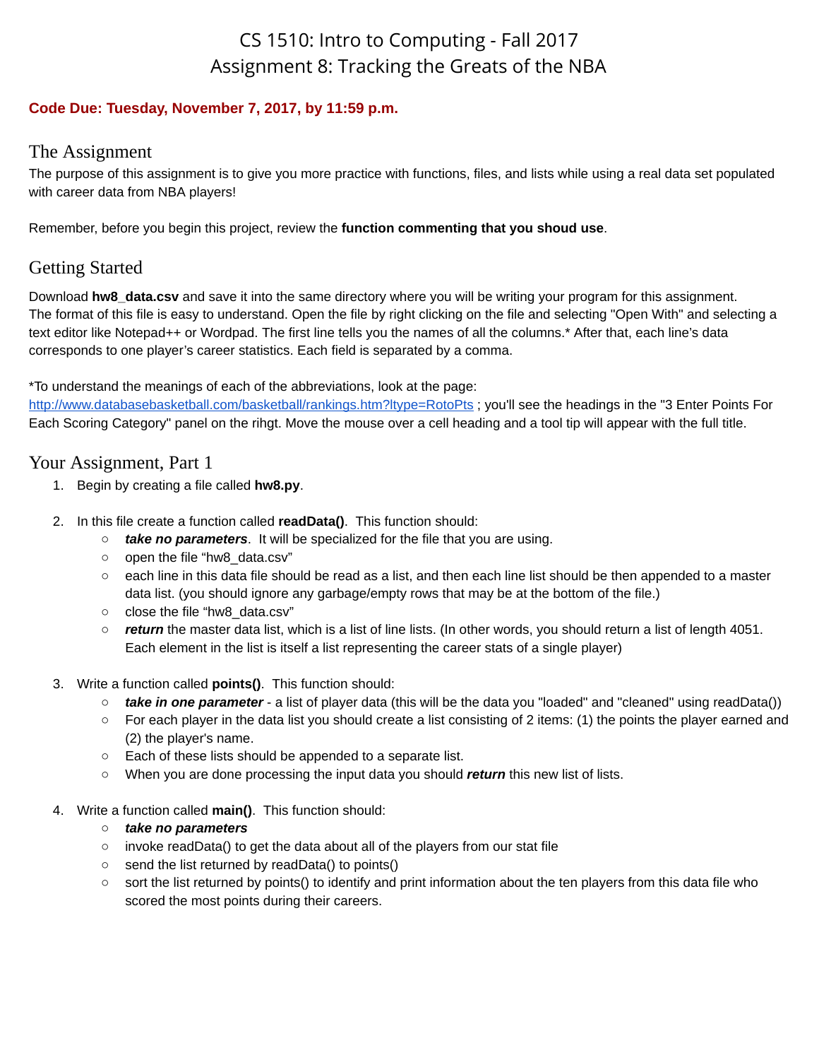# CS 1510: Intro to Computing - Fall 2017
# Assignment 8: Tracking the Greats of the NBA

**Code Due: Tuesday, November 7, 2017, by 11:59 p.m.**

## The Assignment

The purpose of this assignment is to give you more practice with functions, files, and lists while using a real data set populated with career data from NBA players!

Remember, before you begin this project, review the **function commenting that you shoud use**.

## Getting Started

Download **hw8_data.csv** and save it into the same directory where you will be writing your program for this assignment. The format of this file is easy to understand. Open the file by right clicking on the file and selecting "Open With" and selecting a text editor like Notepad++ or Wordpad. The first line tells you the names of all the columns.* After that, each line's data corresponds to one player's career statistics. Each field is separated by a comma.

*To understand the meanings of each of the abbreviations, look at the page: [http://www.databasebasketball.com/basketball/rankings.htm?ltype=RotoPts](http://www.databasebasketball.com/basketball/rankings.htm?ltype=RotoPts) ; you'll see the headings in the "3 Enter Points For Each Scoring Category" panel on the rihgt. Move the mouse over a cell heading and a tool tip will appear with the full title.

## Your Assignment, Part 1

1. Begin by creating a file called **hw8.py**.

2. In this file create a function called **readData()**. This function should:
   - ***take no parameters***. It will be specialized for the file that you are using.
   - open the file "hw8_data.csv"
   - each line in this data file should be read as a list, and then each line list should be then appended to a master data list. (you should ignore any garbage/empty rows that may be at the bottom of the file.)
   - close the file "hw8_data.csv"
   - ***return*** the master data list, which is a list of line lists. (In other words, you should return a list of length 4051. Each element in the list is itself a list representing the career stats of a single player)

3. Write a function called **points()**. This function should:
   - ***take in one parameter*** - a list of player data (this will be the data you "loaded" and "cleaned" using readData())
   - For each player in the data list you should create a list consisting of 2 items: (1) the points the player earned and (2) the player's name.
   - Each of these lists should be appended to a separate list.
   - When you are done processing the input data you should ***return*** this new list of lists.

4. Write a function called **main()**. This function should:
   - ***take no parameters***
   - invoke readData() to get the data about all of the players from our stat file
   - send the list returned by readData() to points()
   - sort the list returned by points() to identify and print information about the ten players from this data file who scored the most points during their careers.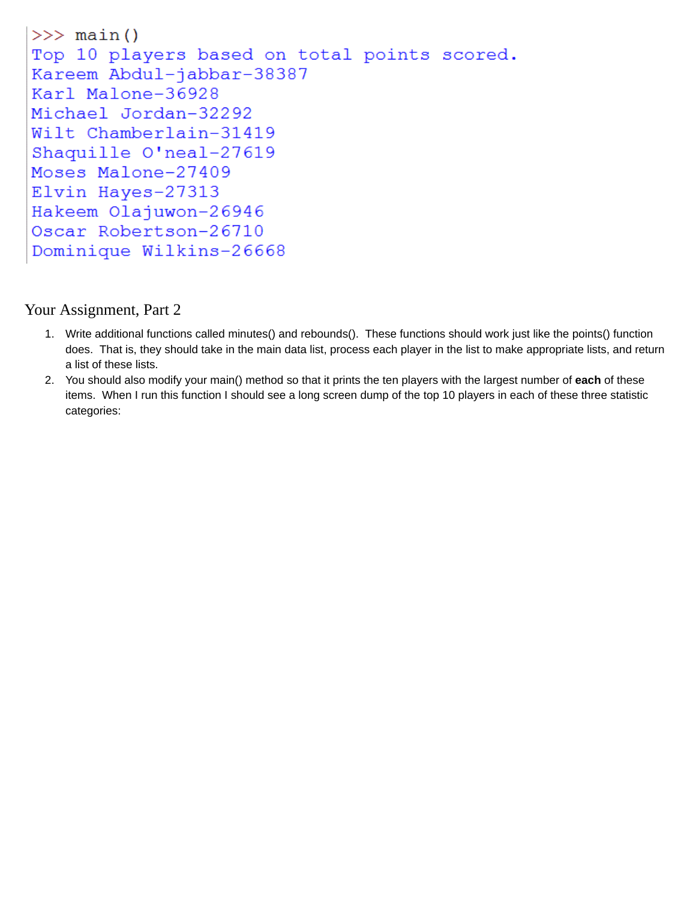```
>>> main()
Top 10 players based on total points scored.
Kareem Abdul-jabbar-38387
Karl Malone-36928
Michael Jordan-32292
Wilt Chamberlain-31419
Shaquille O'neal-27619
Moses Malone-27409
Elvin Hayes-27313
Hakeem Olajuwon-26946
Oscar Robertson-26710
Dominique Wilkins-26668
```

## Your Assignment, Part 2

1. Write additional functions called minutes() and rebounds(). These functions should work just like the points() function does. That is, they should take in the main data list, process each player in the list to make appropriate lists, and return a list of these lists.
2. You should also modify your main() method so that it prints the ten players with the largest number of **each** of these items. When I run this function I should see a long screen dump of the top 10 players in each of these three statistic categories: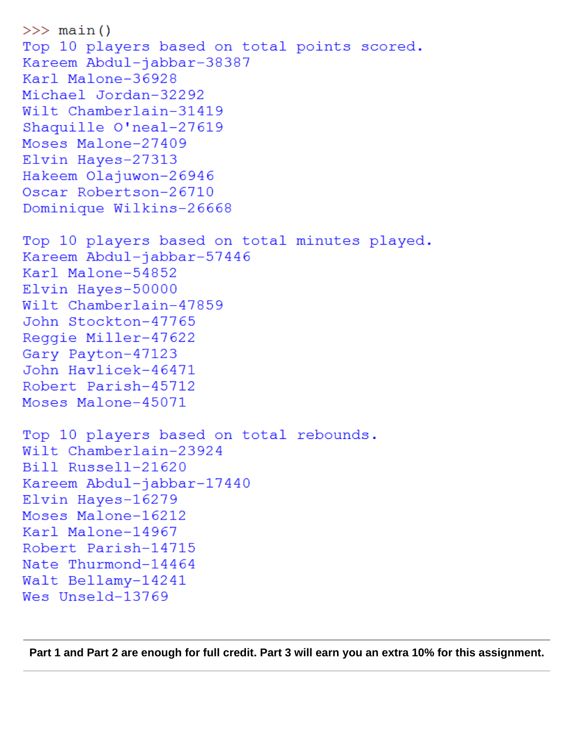```
>>> main()
Top 10 players based on total points scored.
Kareem Abdul-jabbar-38387
Karl Malone-36928
Michael Jordan-32292
Wilt Chamberlain-31419
Shaquille O'neal-27619
Moses Malone-27409
Elvin Hayes-27313
Hakeem Olajuwon-26946
Oscar Robertson-26710
Dominique Wilkins-26668

Top 10 players based on total minutes played.
Kareem Abdul-jabbar-57446
Karl Malone-54852
Elvin Hayes-50000
Wilt Chamberlain-47859
John Stockton-47765
Reggie Miller-47622
Gary Payton-47123
John Havlicek-46471
Robert Parish-45712
Moses Malone-45071

Top 10 players based on total rebounds.
Wilt Chamberlain-23924
Bill Russell-21620
Kareem Abdul-jabbar-17440
Elvin Hayes-16279
Moses Malone-16212
Karl Malone-14967
Robert Parish-14715
Nate Thurmond-14464
Walt Bellamy-14241
Wes Unseld-13769
```

---

**Part 1 and Part 2 are enough for full credit. Part 3 will earn you an extra 10% for this assignment.**

---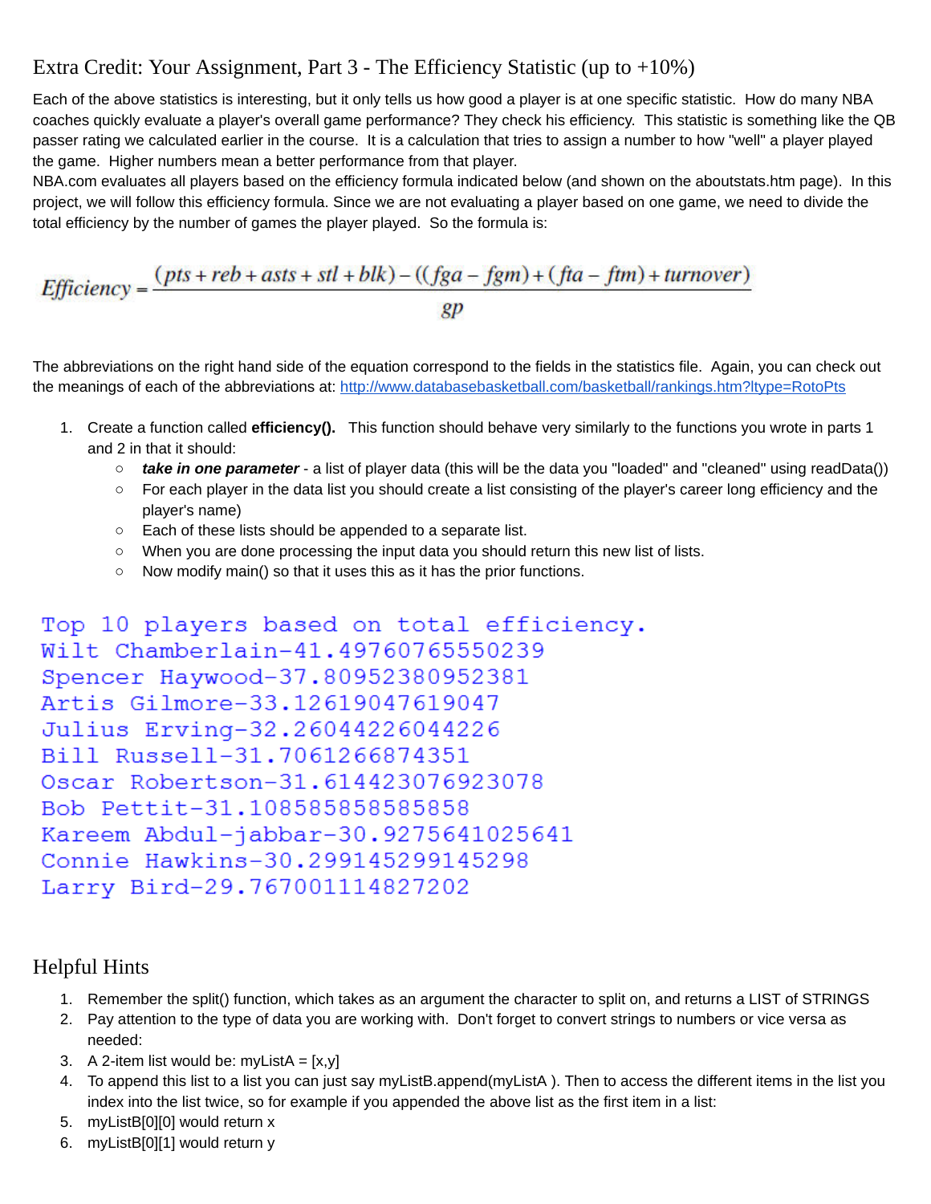# Extra Credit: Your Assignment, Part 3 - The Efficiency Statistic (up to +10%)

Each of the above statistics is interesting, but it only tells us how good a player is at one specific statistic. How do many NBA coaches quickly evaluate a player's overall game performance? They check his efficiency. This statistic is something like the QB passer rating we calculated earlier in the course. It is a calculation that tries to assign a number to how "well" a player played the game. Higher numbers mean a better performance from that player.

NBA.com evaluates all players based on the efficiency formula indicated below (and shown on the aboutstats.htm page). In this project, we will follow this efficiency formula. Since we are not evaluating a player based on one game, we need to divide the total efficiency by the number of games the player played. So the formula is:

$$Efficiency = \frac{(pts + reb + asts + stl + blk) - ((fga - fgm) + (fta - ftm) + turnover)}{gp}$$

The abbreviations on the right hand side of the equation correspond to the fields in the statistics file. Again, you can check out the meanings of each of the abbreviations at: [http://www.databasebasketball.com/basketball/rankings.htm?ltype=RotoPts](http://www.databasebasketball.com/basketball/rankings.htm?ltype=RotoPts)

1. Create a function called **efficiency()**. This function should behave very similarly to the functions you wrote in parts 1 and 2 in that it should:
   - ***take in one parameter*** - a list of player data (this will be the data you "loaded" and "cleaned" using readData())
   - For each player in the data list you should create a list consisting of the player's career long efficiency and the player's name)
   - Each of these lists should be appended to a separate list.
   - When you are done processing the input data you should return this new list of lists.
   - Now modify main() so that it uses this as it has the prior functions.

```
Top 10 players based on total efficiency.
Wilt Chamberlain-41.49760765550239
Spencer Haywood-37.80952380952381
Artis Gilmore-33.12619047619047
Julius Erving-32.26044226044226
Bill Russell-31.7061266874351
Oscar Robertson-31.614423076923078
Bob Pettit-31.108585858585858
Kareem Abdul-jabbar-30.9275641025641
Connie Hawkins-30.299145299145298
Larry Bird-29.767001114827202
```

# Helpful Hints

1. Remember the split() function, which takes as an argument the character to split on, and returns a LIST of STRINGS
2. Pay attention to the type of data you are working with. Don't forget to convert strings to numbers or vice versa as needed:
3. A 2-item list would be: myListA = [x,y]
4. To append this list to a list you can just say myListB.append(myListA ). Then to access the different items in the list you index into the list twice, so for example if you appended the above list as the first item in a list:
5. myListB[0][0] would return x
6. myListB[0][1] would return y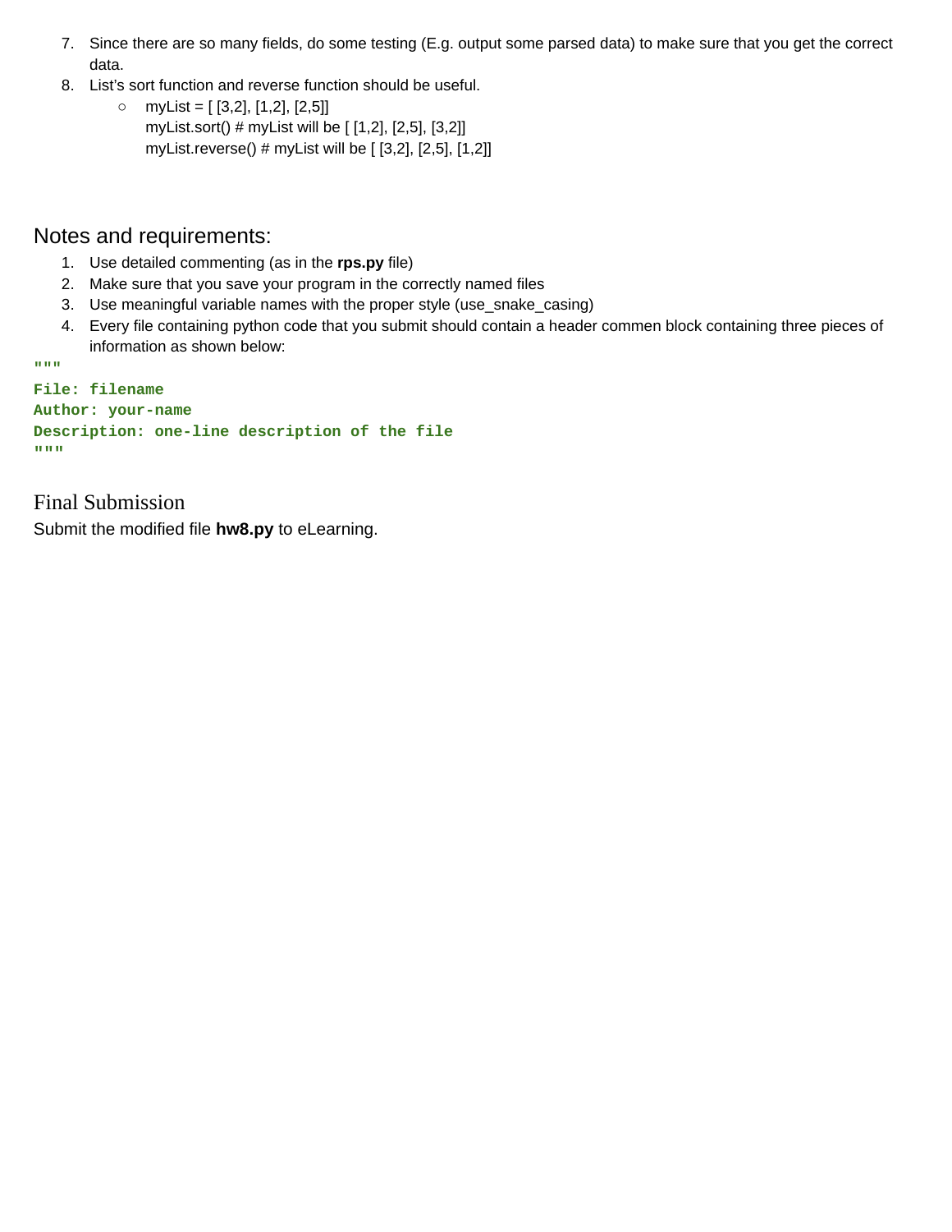7. Since there are so many fields, do some testing (E.g. output some parsed data) to make sure that you get the correct data.
8. List's sort function and reverse function should be useful.
   - myList = [ [3,2], [1,2], [2,5]]
     myList.sort() # myList will be [ [1,2], [2,5], [3,2]]
     myList.reverse() # myList will be [ [3,2], [2,5], [1,2]]

## Notes and requirements:

1. Use detailed commenting (as in the **rps.py** file)
2. Make sure that you save your program in the correctly named files
3. Use meaningful variable names with the proper style (use_snake_casing)
4. Every file containing python code that you submit should contain a header commen block containing three pieces of information as shown below:

```
"""
File: filename
Author: your-name
Description: one-line description of the file
"""
```

## Final Submission

Submit the modified file **hw8.py** to eLearning.